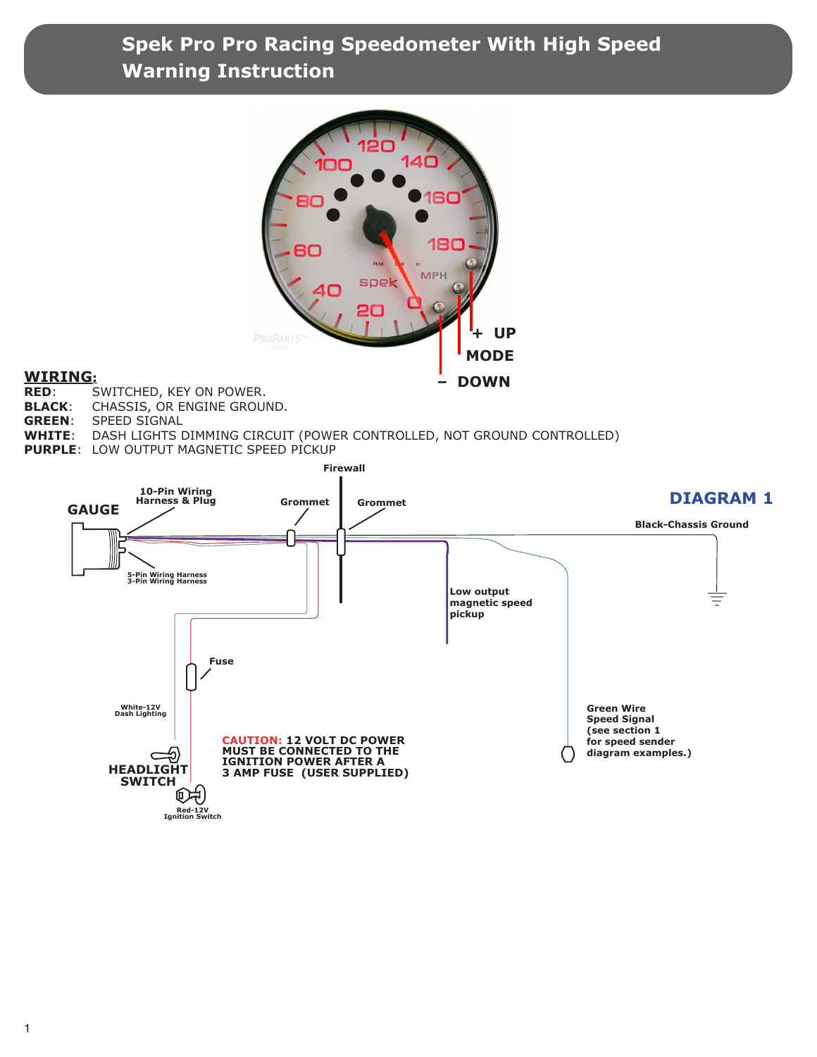# Spek Pro Pro Racing Speedometer With High Speed Warning Instruction

+ UP

MODE

– DOWN

## WIRING:

**RED**: SWITCHED, KEY ON POWER.
**BLACK**: CHASSIS, OR ENGINE GROUND.
**GREEN**: SPEED SIGNAL
**WHITE**: DASH LIGHTS DIMMING CIRCUIT (POWER CONTROLLED, NOT GROUND CONTROLLED)
**PURPLE**: LOW OUTPUT MAGNETIC SPEED PICKUP

**DIAGRAM 1**

GAUGE

10-Pin Wiring Harness & Plug

5-Pin Wiring Harness
3-Pin Wiring Harness

Grommet

Firewall

Grommet

Black-Chassis Ground

Low output magnetic speed pickup

Fuse

White-12V Dash Lighting

HEADLIGHT SWITCH

Red-12V Ignition Switch

**CAUTION:** 12 VOLT DC POWER MUST BE CONNECTED TO THE IGNITION POWER AFTER A 3 AMP FUSE (USER SUPPLIED)

Green Wire Speed Signal (see section 1 for speed sender diagram examples.)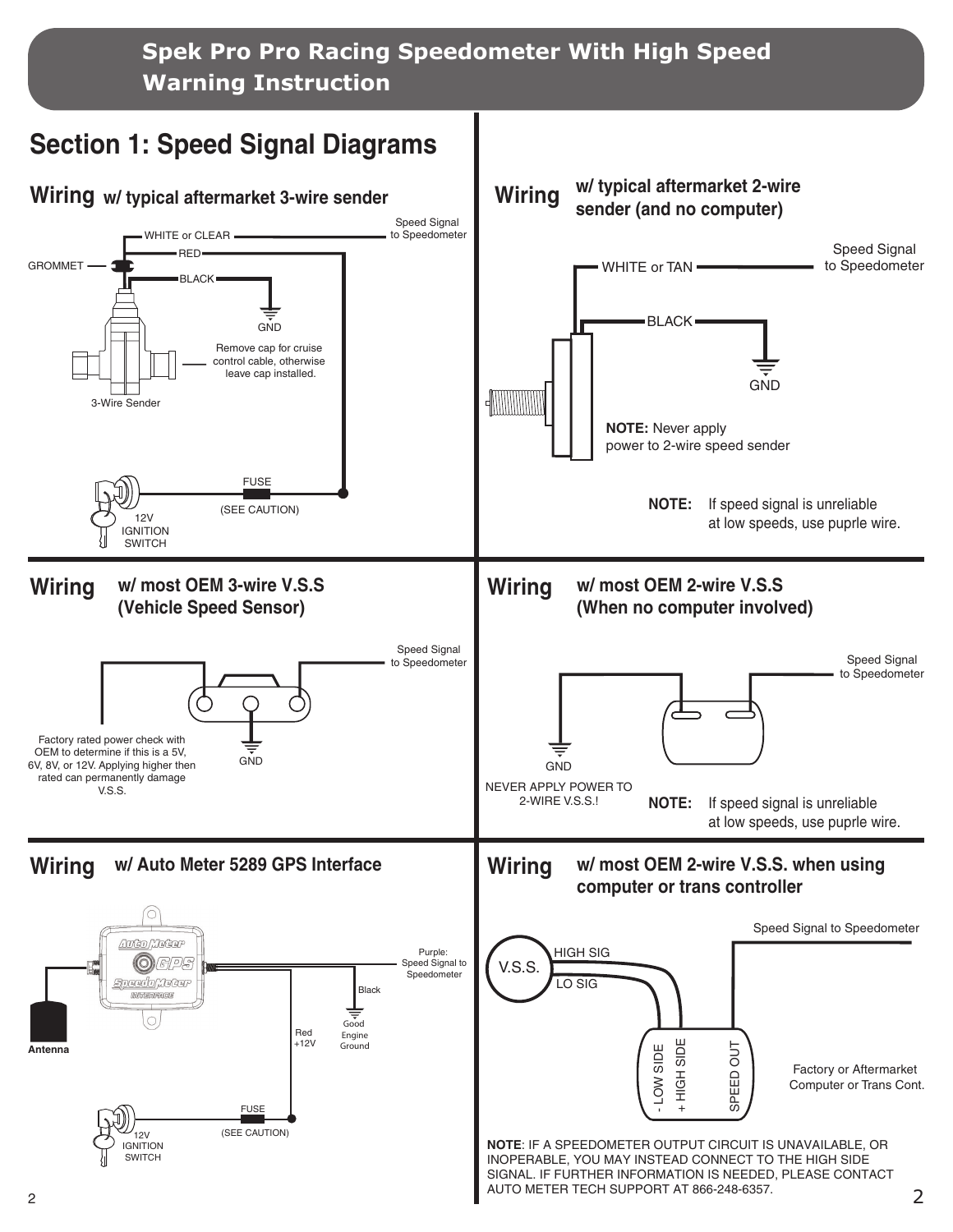# Spek Pro Pro Racing Speedometer With High Speed Warning Instruction

## Section 1: Speed Signal Diagrams

### Wiring w/ typical aftermarket 3-wire sender

WHITE or CLEAR — Speed Signal to Speedometer

RED

BLACK — GND

GROMMET

Remove cap for cruise control cable, otherwise leave cap installed.

3-Wire Sender

FUSE (SEE CAUTION)

12V IGNITION SWITCH

### Wiring w/ typical aftermarket 2-wire sender (and no computer)

WHITE or TAN — Speed Signal to Speedometer

BLACK — GND

**NOTE:** Never apply power to 2-wire speed sender

**NOTE:** If speed signal is unreliable at low speeds, use puprle wire.

### Wiring w/ most OEM 3-wire V.S.S (Vehicle Speed Sensor)

Speed Signal to Speedometer

GND

Factory rated power check with OEM to determine if this is a 5V, 6V, 8V, or 12V. Applying higher then rated can permanently damage V.S.S.

### Wiring w/ most OEM 2-wire V.S.S (When no computer involved)

Speed Signal to Speedometer

GND

NEVER APPLY POWER TO 2-WIRE V.S.S.!

**NOTE:** If speed signal is unreliable at low speeds, use puprle wire.

### Wiring w/ Auto Meter 5289 GPS Interface

Antenna

Purple: Speed Signal to Speedometer

Black — Good Engine Ground

Red +12V

FUSE (SEE CAUTION)

12V IGNITION SWITCH

### Wiring w/ most OEM 2-wire V.S.S. when using computer or trans controller

V.S.S.

HIGH SIG

LO SIG

- LOW SIDE

+ HIGH SIDE

SPEED OUT

Speed Signal to Speedometer

Factory or Aftermarket Computer or Trans Cont.

**NOTE**: IF A SPEEDOMETER OUTPUT CIRCUIT IS UNAVAILABLE, OR INOPERABLE, YOU MAY INSTEAD CONNECT TO THE HIGH SIDE SIGNAL. IF FURTHER INFORMATION IS NEEDED, PLEASE CONTACT AUTO METER TECH SUPPORT AT 866-248-6357.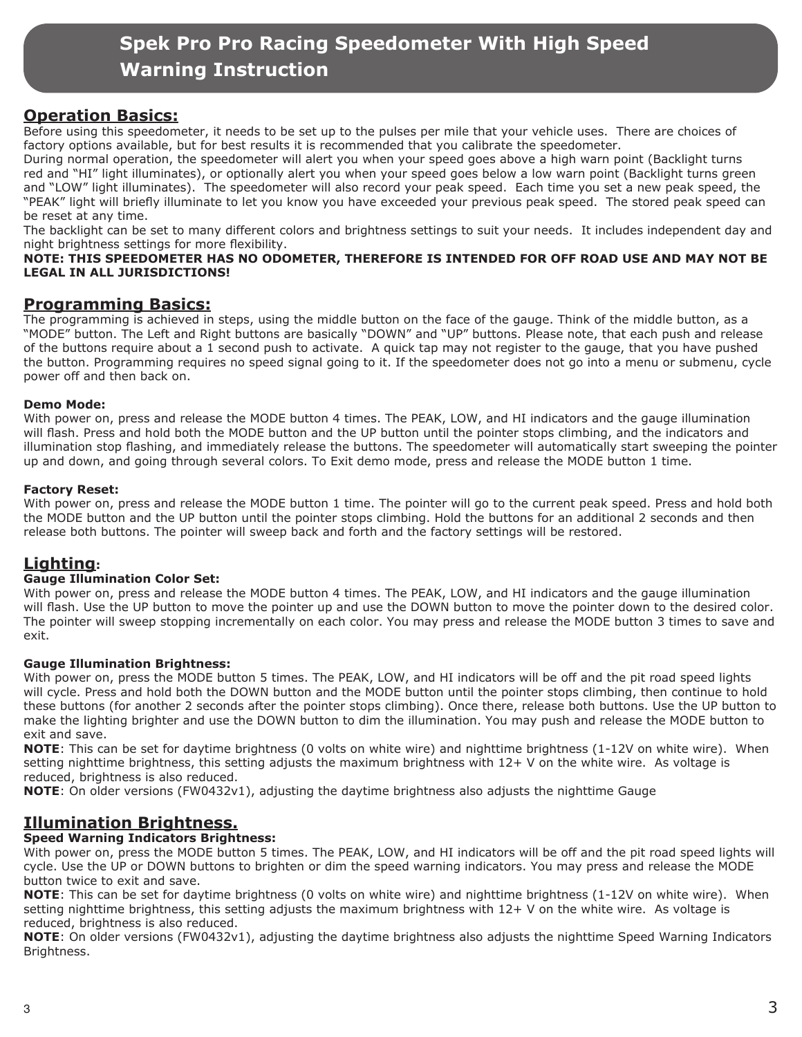# Spek Pro Pro Racing Speedometer With High Speed Warning Instruction

## Operation Basics:

Before using this speedometer, it needs to be set up to the pulses per mile that your vehicle uses. There are choices of factory options available, but for best results it is recommended that you calibrate the speedometer.
During normal operation, the speedometer will alert you when your speed goes above a high warn point (Backlight turns red and "HI" light illuminates), or optionally alert you when your speed goes below a low warn point (Backlight turns green and "LOW" light illuminates). The speedometer will also record your peak speed. Each time you set a new peak speed, the "PEAK" light will briefly illuminate to let you know you have exceeded your previous peak speed. The stored peak speed can be reset at any time.
The backlight can be set to many different colors and brightness settings to suit your needs. It includes independent day and night brightness settings for more flexibility.
**NOTE: THIS SPEEDOMETER HAS NO ODOMETER, THEREFORE IS INTENDED FOR OFF ROAD USE AND MAY NOT BE LEGAL IN ALL JURISDICTIONS!**

## Programming Basics:

The programming is achieved in steps, using the middle button on the face of the gauge. Think of the middle button, as a "MODE" button. The Left and Right buttons are basically "DOWN" and "UP" buttons. Please note, that each push and release of the buttons require about a 1 second push to activate. A quick tap may not register to the gauge, that you have pushed the button. Programming requires no speed signal going to it. If the speedometer does not go into a menu or submenu, cycle power off and then back on.

**Demo Mode:**
With power on, press and release the MODE button 4 times. The PEAK, LOW, and HI indicators and the gauge illumination will flash. Press and hold both the MODE button and the UP button until the pointer stops climbing, and the indicators and illumination stop flashing, and immediately release the buttons. The speedometer will automatically start sweeping the pointer up and down, and going through several colors. To Exit demo mode, press and release the MODE button 1 time.

**Factory Reset:**
With power on, press and release the MODE button 1 time. The pointer will go to the current peak speed. Press and hold both the MODE button and the UP button until the pointer stops climbing. Hold the buttons for an additional 2 seconds and then release both buttons. The pointer will sweep back and forth and the factory settings will be restored.

## Lighting:

**Gauge Illumination Color Set:**
With power on, press and release the MODE button 4 times. The PEAK, LOW, and HI indicators and the gauge illumination will flash. Use the UP button to move the pointer up and use the DOWN button to move the pointer down to the desired color. The pointer will sweep stopping incrementally on each color. You may press and release the MODE button 3 times to save and exit.

**Gauge Illumination Brightness:**
With power on, press the MODE button 5 times. The PEAK, LOW, and HI indicators will be off and the pit road speed lights will cycle. Press and hold both the DOWN button and the MODE button until the pointer stops climbing, then continue to hold these buttons (for another 2 seconds after the pointer stops climbing). Once there, release both buttons. Use the UP button to make the lighting brighter and use the DOWN button to dim the illumination. You may push and release the MODE button to exit and save.
**NOTE**: This can be set for daytime brightness (0 volts on white wire) and nighttime brightness (1-12V on white wire). When setting nighttime brightness, this setting adjusts the maximum brightness with 12+ V on the white wire. As voltage is reduced, brightness is also reduced.
**NOTE**: On older versions (FW0432v1), adjusting the daytime brightness also adjusts the nighttime Gauge

## Illumination Brightness.

**Speed Warning Indicators Brightness:**
With power on, press the MODE button 5 times. The PEAK, LOW, and HI indicators will be off and the pit road speed lights will cycle. Use the UP or DOWN buttons to brighten or dim the speed warning indicators. You may press and release the MODE button twice to exit and save.
**NOTE**: This can be set for daytime brightness (0 volts on white wire) and nighttime brightness (1-12V on white wire). When setting nighttime brightness, this setting adjusts the maximum brightness with 12+ V on the white wire. As voltage is reduced, brightness is also reduced.
**NOTE**: On older versions (FW0432v1), adjusting the daytime brightness also adjusts the nighttime Speed Warning Indicators Brightness.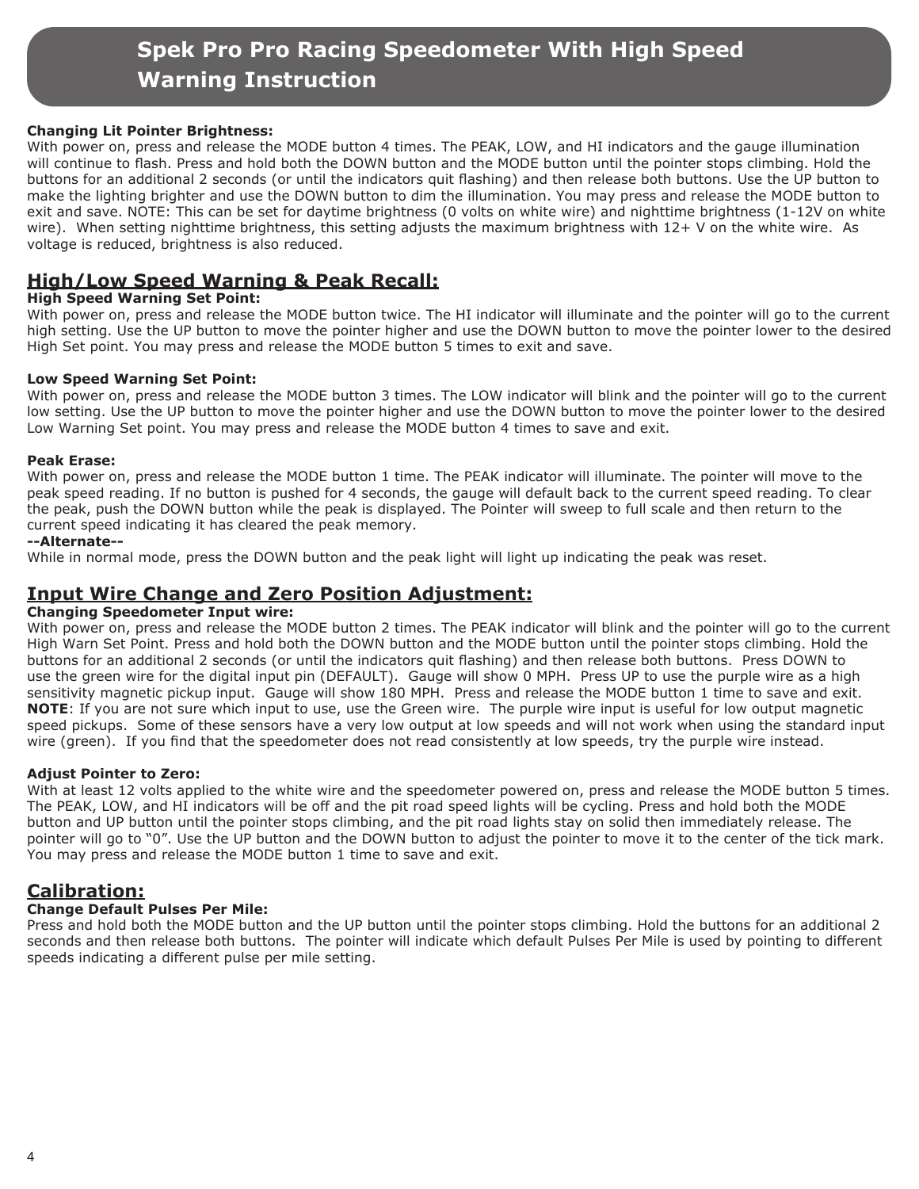# Spek Pro Pro Racing Speedometer With High Speed Warning Instruction

**Changing Lit Pointer Brightness:**
With power on, press and release the MODE button 4 times. The PEAK, LOW, and HI indicators and the gauge illumination will continue to flash. Press and hold both the DOWN button and the MODE button until the pointer stops climbing. Hold the buttons for an additional 2 seconds (or until the indicators quit flashing) and then release both buttons. Use the UP button to make the lighting brighter and use the DOWN button to dim the illumination. You may press and release the MODE button to exit and save. NOTE: This can be set for daytime brightness (0 volts on white wire) and nighttime brightness (1-12V on white wire). When setting nighttime brightness, this setting adjusts the maximum brightness with 12+ V on the white wire. As voltage is reduced, brightness is also reduced.

## High/Low Speed Warning & Peak Recall:

**High Speed Warning Set Point:**
With power on, press and release the MODE button twice. The HI indicator will illuminate and the pointer will go to the current high setting. Use the UP button to move the pointer higher and use the DOWN button to move the pointer lower to the desired High Set point. You may press and release the MODE button 5 times to exit and save.

**Low Speed Warning Set Point:**
With power on, press and release the MODE button 3 times. The LOW indicator will blink and the pointer will go to the current low setting. Use the UP button to move the pointer higher and use the DOWN button to move the pointer lower to the desired Low Warning Set point. You may press and release the MODE button 4 times to save and exit.

**Peak Erase:**
With power on, press and release the MODE button 1 time. The PEAK indicator will illuminate. The pointer will move to the peak speed reading. If no button is pushed for 4 seconds, the gauge will default back to the current speed reading. To clear the peak, push the DOWN button while the peak is displayed. The Pointer will sweep to full scale and then return to the current speed indicating it has cleared the peak memory.
**--Alternate--**
While in normal mode, press the DOWN button and the peak light will light up indicating the peak was reset.

## Input Wire Change and Zero Position Adjustment:

**Changing Speedometer Input wire:**
With power on, press and release the MODE button 2 times. The PEAK indicator will blink and the pointer will go to the current High Warn Set Point. Press and hold both the DOWN button and the MODE button until the pointer stops climbing. Hold the buttons for an additional 2 seconds (or until the indicators quit flashing) and then release both buttons. Press DOWN to use the green wire for the digital input pin (DEFAULT). Gauge will show 0 MPH. Press UP to use the purple wire as a high sensitivity magnetic pickup input. Gauge will show 180 MPH. Press and release the MODE button 1 time to save and exit.
**NOTE**: If you are not sure which input to use, use the Green wire. The purple wire input is useful for low output magnetic speed pickups. Some of these sensors have a very low output at low speeds and will not work when using the standard input wire (green). If you find that the speedometer does not read consistently at low speeds, try the purple wire instead.

**Adjust Pointer to Zero:**
With at least 12 volts applied to the white wire and the speedometer powered on, press and release the MODE button 5 times. The PEAK, LOW, and HI indicators will be off and the pit road speed lights will be cycling. Press and hold both the MODE button and UP button until the pointer stops climbing, and the pit road lights stay on solid then immediately release. The pointer will go to "0". Use the UP button and the DOWN button to adjust the pointer to move it to the center of the tick mark. You may press and release the MODE button 1 time to save and exit.

## Calibration:

**Change Default Pulses Per Mile:**
Press and hold both the MODE button and the UP button until the pointer stops climbing. Hold the buttons for an additional 2 seconds and then release both buttons. The pointer will indicate which default Pulses Per Mile is used by pointing to different speeds indicating a different pulse per mile setting.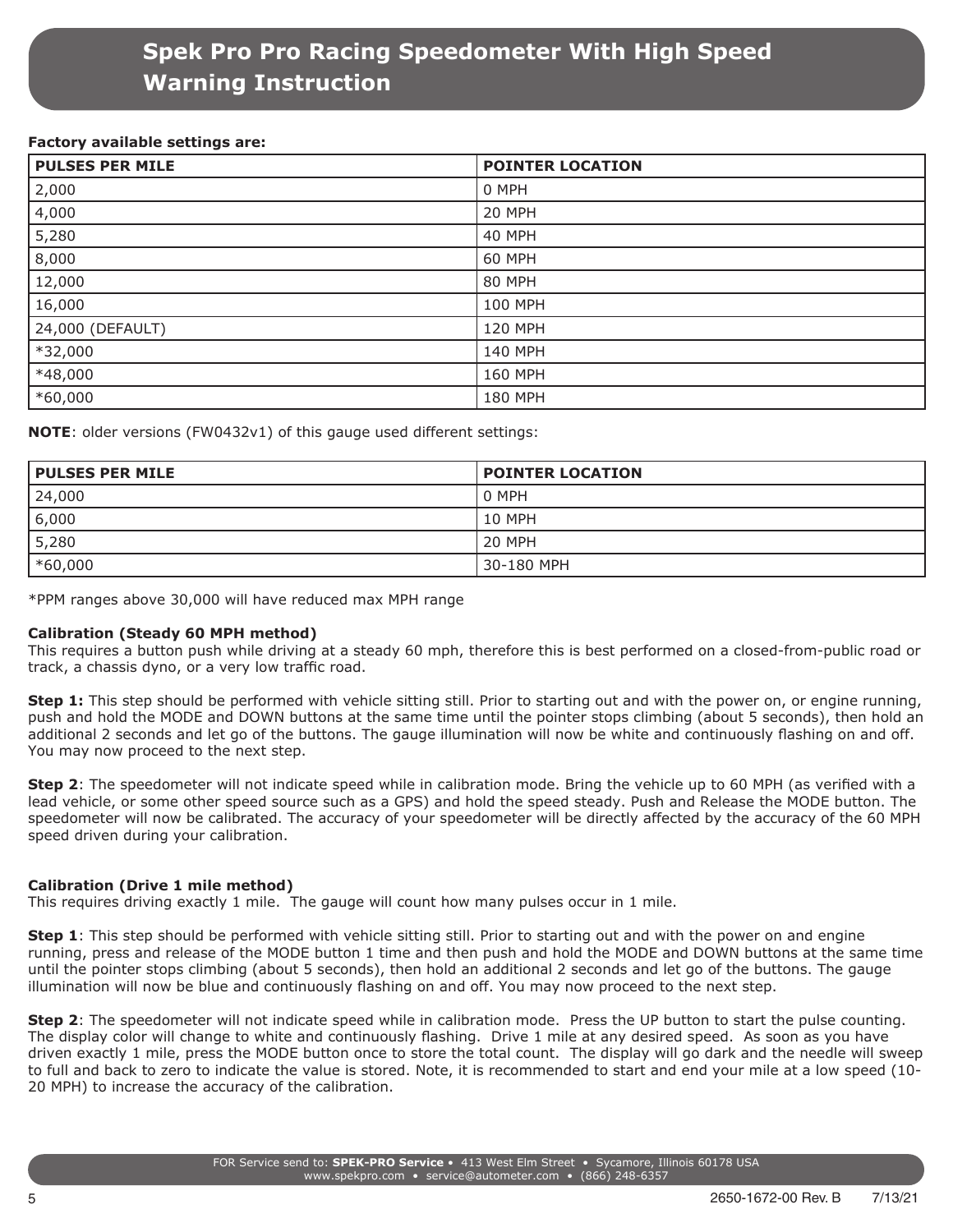# Spek Pro Pro Racing Speedometer With High Speed Warning Instruction

**Factory available settings are:**

| PULSES PER MILE | POINTER LOCATION |
|---|---|
| 2,000 | 0 MPH |
| 4,000 | 20 MPH |
| 5,280 | 40 MPH |
| 8,000 | 60 MPH |
| 12,000 | 80 MPH |
| 16,000 | 100 MPH |
| 24,000 (DEFAULT) | 120 MPH |
| *32,000 | 140 MPH |
| *48,000 | 160 MPH |
| *60,000 | 180 MPH |

**NOTE**: older versions (FW0432v1) of this gauge used different settings:

| PULSES PER MILE | POINTER LOCATION |
|---|---|
| 24,000 | 0 MPH |
| 6,000 | 10 MPH |
| 5,280 | 20 MPH |
| *60,000 | 30-180 MPH |

*PPM ranges above 30,000 will have reduced max MPH range

**Calibration (Steady 60 MPH method)**

This requires a button push while driving at a steady 60 mph, therefore this is best performed on a closed-from-public road or track, a chassis dyno, or a very low traffic road.

**Step 1:** This step should be performed with vehicle sitting still. Prior to starting out and with the power on, or engine running, push and hold the MODE and DOWN buttons at the same time until the pointer stops climbing (about 5 seconds), then hold an additional 2 seconds and let go of the buttons. The gauge illumination will now be white and continuously flashing on and off. You may now proceed to the next step.

**Step 2**: The speedometer will not indicate speed while in calibration mode. Bring the vehicle up to 60 MPH (as verified with a lead vehicle, or some other speed source such as a GPS) and hold the speed steady. Push and Release the MODE button. The speedometer will now be calibrated. The accuracy of your speedometer will be directly affected by the accuracy of the 60 MPH speed driven during your calibration.

**Calibration (Drive 1 mile method)**

This requires driving exactly 1 mile. The gauge will count how many pulses occur in 1 mile.

**Step 1**: This step should be performed with vehicle sitting still. Prior to starting out and with the power on and engine running, press and release of the MODE button 1 time and then push and hold the MODE and DOWN buttons at the same time until the pointer stops climbing (about 5 seconds), then hold an additional 2 seconds and let go of the buttons. The gauge illumination will now be blue and continuously flashing on and off. You may now proceed to the next step.

**Step 2**: The speedometer will not indicate speed while in calibration mode. Press the UP button to start the pulse counting. The display color will change to white and continuously flashing. Drive 1 mile at any desired speed. As soon as you have driven exactly 1 mile, press the MODE button once to store the total count. The display will go dark and the needle will sweep to full and back to zero to indicate the value is stored. Note, it is recommended to start and end your mile at a low speed (10-20 MPH) to increase the accuracy of the calibration.